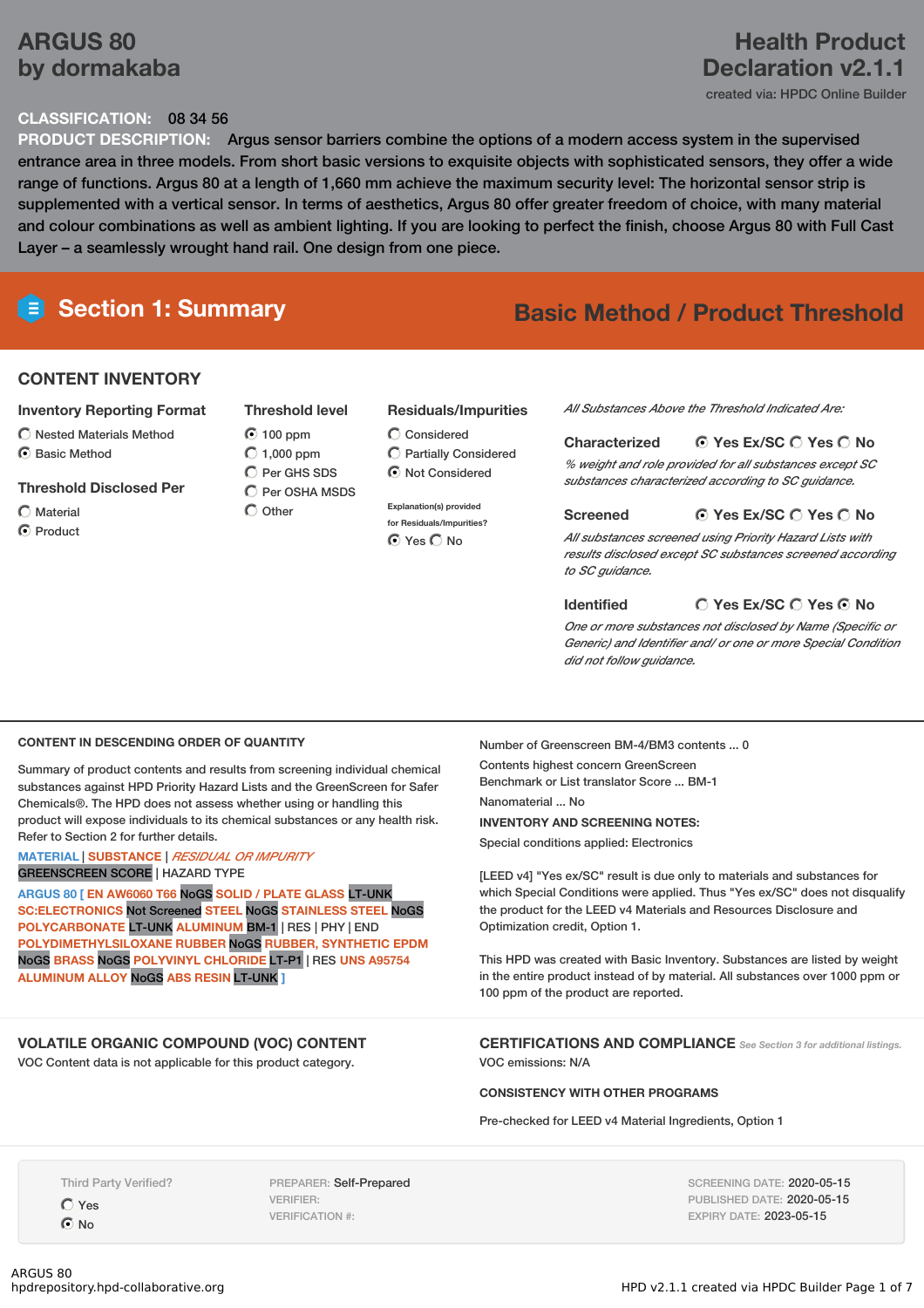# ARGUS 80
# by dormakaba

## Health Product Declaration v2.1.1

created via: HPDC Online Builder

**CLASSIFICATION:** 08 34 56

**PRODUCT DESCRIPTION:** Argus sensor barriers combine the options of a modern access system in the supervised entrance area in three models. From short basic versions to exquisite objects with sophisticated sensors, they offer a wide range of functions. Argus 80 at a length of 1,660 mm achieve the maximum security level: The horizontal sensor strip is supplemented with a vertical sensor. In terms of aesthetics, Argus 80 offer greater freedom of choice, with many material and colour combinations as well as ambient lighting. If you are looking to perfect the finish, choose Argus 80 with Full Cast Layer – a seamlessly wrought hand rail. One design from one piece.

## Section 1: Summary

**Basic Method / Product Threshold**

### CONTENT INVENTORY

**Inventory Reporting Format**
- ○ Nested Materials Method
- ◉ Basic Method

**Threshold Disclosed Per**
- ○ Material
- ◉ Product

**Threshold level**
- ◉ 100 ppm
- ○ 1,000 ppm
- ○ Per GHS SDS
- ○ Per OSHA MSDS
- ○ Other

**Residuals/Impurities**
- ○ Considered
- ○ Partially Considered
- ◉ Not Considered

Explanation(s) provided for Residuals/Impurities?
◉ Yes ○ No

*All Substances Above the Threshold Indicated Are:*

**Characterized** ◉ Yes Ex/SC ○ Yes ○ No
*% weight and role provided for all substances except SC substances characterized according to SC guidance.*

**Screened** ◉ Yes Ex/SC ○ Yes ○ No
*All substances screened using Priority Hazard Lists with results disclosed except SC substances screened according to SC guidance.*

**Identified** ○ Yes Ex/SC ○ Yes ◉ No
*One or more substances not disclosed by Name (Specific or Generic) and Identifier and/ or one or more Special Condition did not follow guidance.*

### CONTENT IN DESCENDING ORDER OF QUANTITY

Summary of product contents and results from screening individual chemical substances against HPD Priority Hazard Lists and the GreenScreen for Safer Chemicals®. The HPD does not assess whether using or handling this product will expose individuals to its chemical substances or any health risk. Refer to Section 2 for further details.

MATERIAL | SUBSTANCE | *RESIDUAL OR IMPURITY*
GREENSCREEN SCORE | HAZARD TYPE

ARGUS 80 [ EN AW6060 T66 NoGS SOLID / PLATE GLASS LT-UNK SC:ELECTRONICS Not Screened STEEL NoGS STAINLESS STEEL NoGS POLYCARBONATE LT-UNK ALUMINUM BM-1 | RES | PHY | END POLYDIMETHYLSILOXANE RUBBER NoGS RUBBER, SYNTHETIC EPDM NoGS BRASS NoGS POLYVINYL CHLORIDE LT-P1 | RES UNS A95754 ALUMINUM ALLOY NoGS ABS RESIN LT-UNK ]

Number of Greenscreen BM-4/BM3 contents ... 0

Contents highest concern GreenScreen Benchmark or List translator Score ... BM-1

Nanomaterial ... No

**INVENTORY AND SCREENING NOTES:**

Special conditions applied: Electronics

[LEED v4] "Yes ex/SC" result is due only to materials and substances for which Special Conditions were applied. Thus "Yes ex/SC" does not disqualify the product for the LEED v4 Materials and Resources Disclosure and Optimization credit, Option 1.

This HPD was created with Basic Inventory. Substances are listed by weight in the entire product instead of by material. All substances over 1000 ppm or 100 ppm of the product are reported.

### VOLATILE ORGANIC COMPOUND (VOC) CONTENT

VOC Content data is not applicable for this product category.

### CERTIFICATIONS AND COMPLIANCE

*See Section 3 for additional listings.*

VOC emissions: N/A

**CONSISTENCY WITH OTHER PROGRAMS**

Pre-checked for LEED v4 Material Ingredients, Option 1

Third Party Verified?
- ○ Yes
- ◉ No

PREPARER: Self-Prepared
VERIFIER:
VERIFICATION #:

SCREENING DATE: 2020-05-15
PUBLISHED DATE: 2020-05-15
EXPIRY DATE: 2023-05-15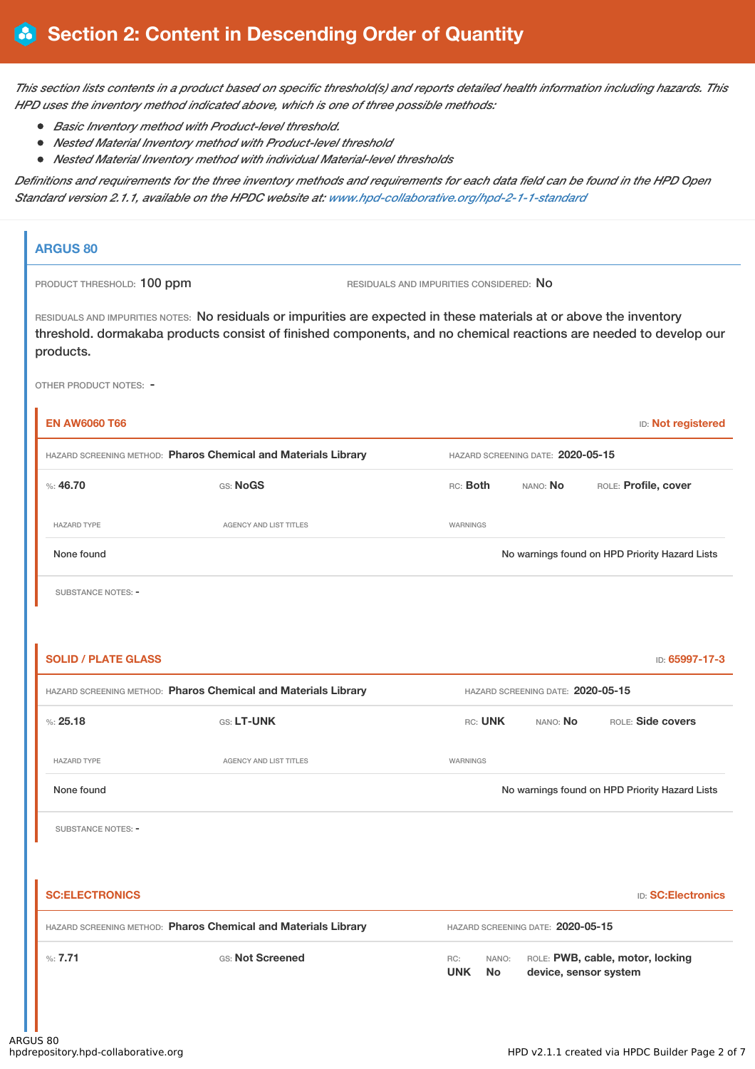# Section 2: Content in Descending Order of Quantity

*This section lists contents in a product based on specific threshold(s) and reports detailed health information including hazards. This HPD uses the inventory method indicated above, which is one of three possible methods:*

- *Basic Inventory method with Product-level threshold.*
- *Nested Material Inventory method with Product-level threshold*
- *Nested Material Inventory method with individual Material-level thresholds*

*Definitions and requirements for the three inventory methods and requirements for each data field can be found in the HPD Open Standard version 2.1.1, available on the HPDC website at: www.hpd-collaborative.org/hpd-2-1-1-standard*

## ARGUS 80

PRODUCT THRESHOLD: 100 ppm

RESIDUALS AND IMPURITIES CONSIDERED: No

RESIDUALS AND IMPURITIES NOTES: No residuals or impurities are expected in these materials at or above the inventory threshold. dormakaba products consist of finished components, and no chemical reactions are needed to develop our products.

OTHER PRODUCT NOTES: -

### EN AW6060 T66

ID: **Not registered**

HAZARD SCREENING METHOD: **Pharos Chemical and Materials Library**

HAZARD SCREENING DATE: **2020-05-15**

%: **46.70** GS: **NoGS** RC: **Both** NANO: **No** ROLE: **Profile, cover**

| HAZARD TYPE | AGENCY AND LIST TITLES | WARNINGS |
| --- | --- | --- |
| None found | | No warnings found on HPD Priority Hazard Lists |

SUBSTANCE NOTES: -

### SOLID / PLATE GLASS

ID: **65997-17-3**

HAZARD SCREENING METHOD: **Pharos Chemical and Materials Library**

HAZARD SCREENING DATE: **2020-05-15**

%: **25.18** GS: **LT-UNK** RC: **UNK** NANO: **No** ROLE: **Side covers**

| HAZARD TYPE | AGENCY AND LIST TITLES | WARNINGS |
| --- | --- | --- |
| None found | | No warnings found on HPD Priority Hazard Lists |

SUBSTANCE NOTES: -

### SC:ELECTRONICS

ID: **SC:Electronics**

HAZARD SCREENING METHOD: **Pharos Chemical and Materials Library**

HAZARD SCREENING DATE: **2020-05-15**

%: **7.71** GS: **Not Screened** RC: **UNK** NANO: **No** ROLE: **PWB, cable, motor, locking device, sensor system**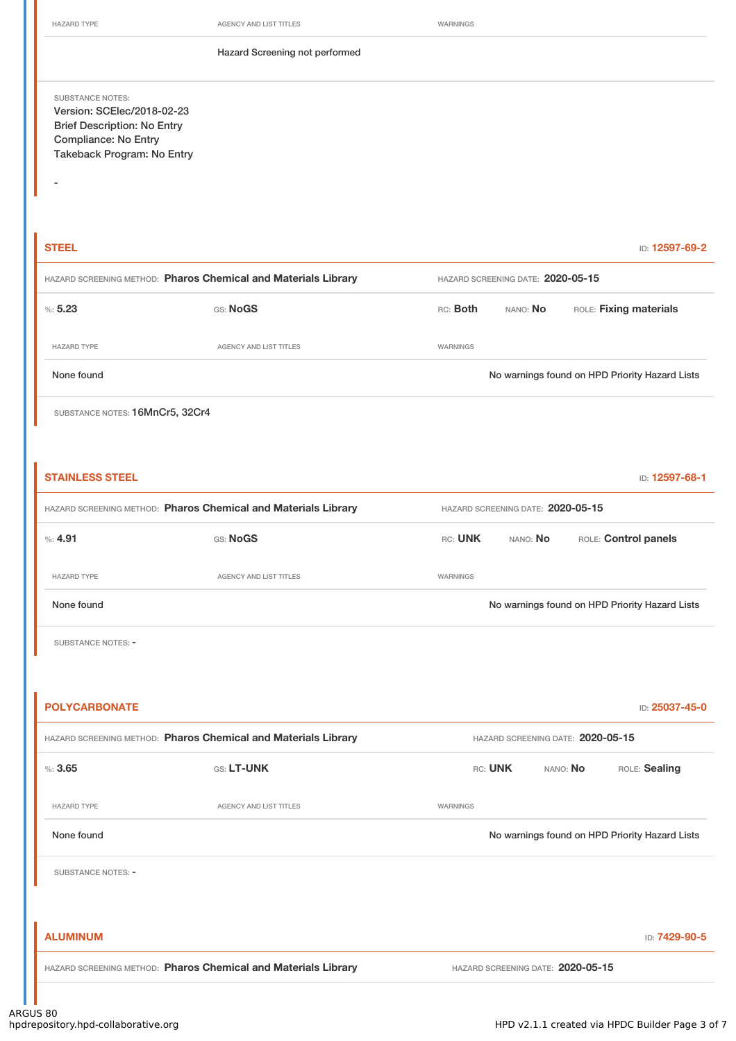| HAZARD TYPE | AGENCY AND LIST TITLES | WARNINGS |
|---|---|---|
| | Hazard Screening not performed | |

SUBSTANCE NOTES:
Version: SCElec/2018-02-23
Brief Description: No Entry
Compliance: No Entry
Takeback Program: No Entry

-

## STEEL

ID: 12597-69-2

HAZARD SCREENING METHOD: **Pharos Chemical and Materials Library** HAZARD SCREENING DATE: **2020-05-15**

%: **5.23** GS: **NoGS** RC: **Both** NANO: **No** ROLE: **Fixing materials**

| HAZARD TYPE | AGENCY AND LIST TITLES | WARNINGS |
|---|---|---|
| None found | | No warnings found on HPD Priority Hazard Lists |

SUBSTANCE NOTES: 16MnCr5, 32Cr4

## STAINLESS STEEL

ID: 12597-68-1

HAZARD SCREENING METHOD: **Pharos Chemical and Materials Library** HAZARD SCREENING DATE: **2020-05-15**

%: **4.91** GS: **NoGS** RC: **UNK** NANO: **No** ROLE: **Control panels**

| HAZARD TYPE | AGENCY AND LIST TITLES | WARNINGS |
|---|---|---|
| None found | | No warnings found on HPD Priority Hazard Lists |

SUBSTANCE NOTES: -

## POLYCARBONATE

ID: 25037-45-0

HAZARD SCREENING METHOD: **Pharos Chemical and Materials Library** HAZARD SCREENING DATE: **2020-05-15**

%: **3.65** GS: **LT-UNK** RC: **UNK** NANO: **No** ROLE: **Sealing**

| HAZARD TYPE | AGENCY AND LIST TITLES | WARNINGS |
|---|---|---|
| None found | | No warnings found on HPD Priority Hazard Lists |

SUBSTANCE NOTES: -

## ALUMINUM

ID: 7429-90-5

HAZARD SCREENING METHOD: **Pharos Chemical and Materials Library** HAZARD SCREENING DATE: **2020-05-15**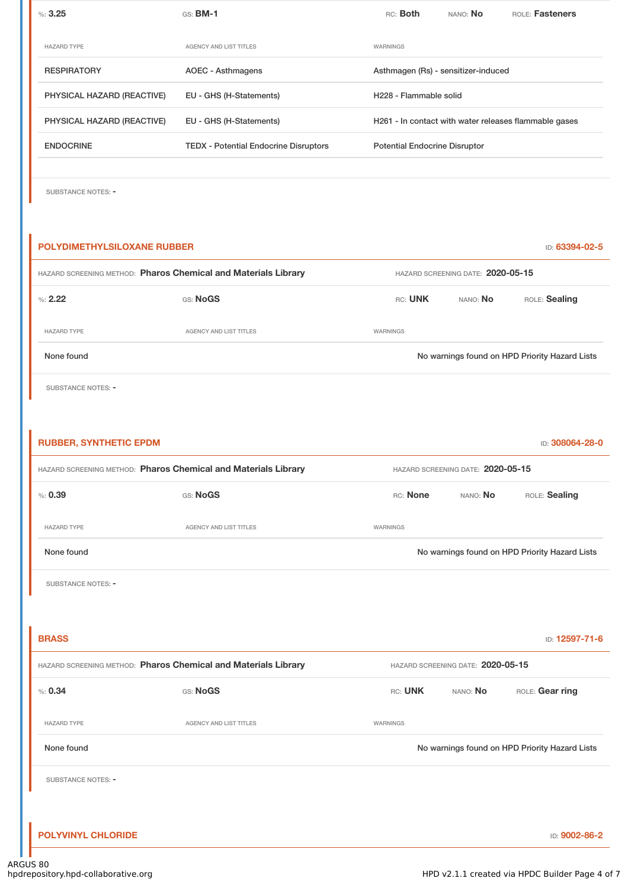%: **3.25** | GS: **BM-1** | RC: **Both** | NANO: **No** | ROLE: **Fasteners**

| HAZARD TYPE | AGENCY AND LIST TITLES | WARNINGS |
|---|---|---|
| RESPIRATORY | AOEC - Asthmagens | Asthmagen (Rs) - sensitizer-induced |
| PHYSICAL HAZARD (REACTIVE) | EU - GHS (H-Statements) | H228 - Flammable solid |
| PHYSICAL HAZARD (REACTIVE) | EU - GHS (H-Statements) | H261 - In contact with water releases flammable gases |
| ENDOCRINE | TEDX - Potential Endocrine Disruptors | Potential Endocrine Disruptor |

SUBSTANCE NOTES: -

## POLYDIMETHYLSILOXANE RUBBER

ID: **63394-02-5**

HAZARD SCREENING METHOD: **Pharos Chemical and Materials Library** | HAZARD SCREENING DATE: **2020-05-15**

%: **2.22** | GS: **NoGS** | RC: **UNK** | NANO: **No** | ROLE: **Sealing**

| HAZARD TYPE | AGENCY AND LIST TITLES | WARNINGS |
|---|---|---|
| None found | | No warnings found on HPD Priority Hazard Lists |

SUBSTANCE NOTES: -

## RUBBER, SYNTHETIC EPDM

ID: **308064-28-0**

HAZARD SCREENING METHOD: **Pharos Chemical and Materials Library** | HAZARD SCREENING DATE: **2020-05-15**

%: **0.39** | GS: **NoGS** | RC: **None** | NANO: **No** | ROLE: **Sealing**

| HAZARD TYPE | AGENCY AND LIST TITLES | WARNINGS |
|---|---|---|
| None found | | No warnings found on HPD Priority Hazard Lists |

SUBSTANCE NOTES: -

## BRASS

ID: **12597-71-6**

HAZARD SCREENING METHOD: **Pharos Chemical and Materials Library** | HAZARD SCREENING DATE: **2020-05-15**

%: **0.34** | GS: **NoGS** | RC: **UNK** | NANO: **No** | ROLE: **Gear ring**

| HAZARD TYPE | AGENCY AND LIST TITLES | WARNINGS |
|---|---|---|
| None found | | No warnings found on HPD Priority Hazard Lists |

SUBSTANCE NOTES: -

## POLYVINYL CHLORIDE

ID: **9002-86-2**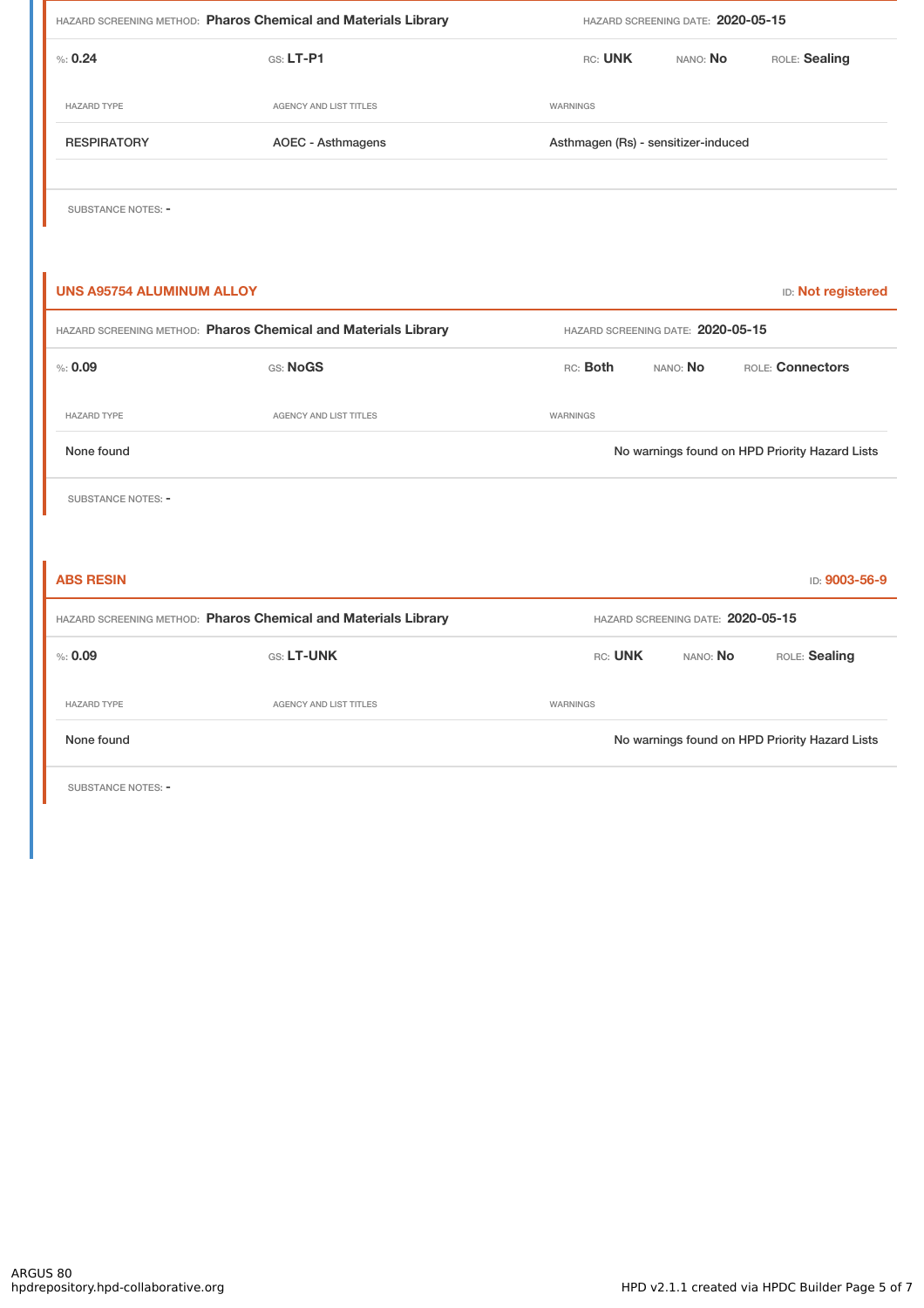HAZARD SCREENING METHOD: **Pharos Chemical and Materials Library** HAZARD SCREENING DATE: **2020-05-15**

%: **0.24** GS: **LT-P1** RC: **UNK** NANO: **No** ROLE: **Sealing**

| HAZARD TYPE | AGENCY AND LIST TITLES | WARNINGS |
|---|---|---|
| RESPIRATORY | AOEC - Asthmagens | Asthmagen (Rs) - sensitizer-induced |

SUBSTANCE NOTES: -

## UNS A95754 ALUMINUM ALLOY

ID: **Not registered**

HAZARD SCREENING METHOD: **Pharos Chemical and Materials Library** HAZARD SCREENING DATE: **2020-05-15**

%: **0.09** GS: **NoGS** RC: **Both** NANO: **No** ROLE: **Connectors**

| HAZARD TYPE | AGENCY AND LIST TITLES | WARNINGS |
|---|---|---|
| None found | | No warnings found on HPD Priority Hazard Lists |

SUBSTANCE NOTES: -

## ABS RESIN

ID: **9003-56-9**

HAZARD SCREENING METHOD: **Pharos Chemical and Materials Library** HAZARD SCREENING DATE: **2020-05-15**

%: **0.09** GS: **LT-UNK** RC: **UNK** NANO: **No** ROLE: **Sealing**

| HAZARD TYPE | AGENCY AND LIST TITLES | WARNINGS |
|---|---|---|
| None found | | No warnings found on HPD Priority Hazard Lists |

SUBSTANCE NOTES: -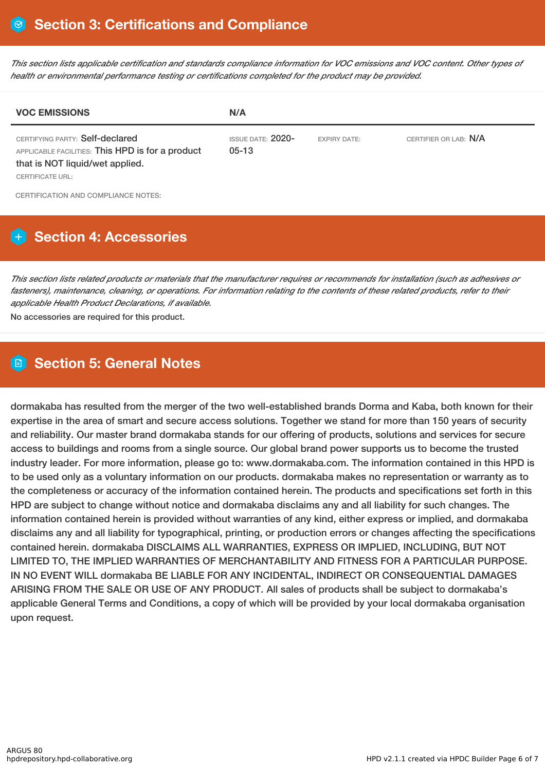## Section 3: Certifications and Compliance

*This section lists applicable certification and standards compliance information for VOC emissions and VOC content. Other types of health or environmental performance testing or certifications completed for the product may be provided.*

| VOC EMISSIONS | N/A | | |
|---|---|---|---|
| CERTIFYING PARTY: Self-declared<br>APPLICABLE FACILITIES: This HPD is for a product that is NOT liquid/wet applied.<br>CERTIFICATE URL: | ISSUE DATE: 2020-05-13 | EXPIRY DATE: | CERTIFIER OR LAB: N/A |

CERTIFICATION AND COMPLIANCE NOTES:

## Section 4: Accessories

*This section lists related products or materials that the manufacturer requires or recommends for installation (such as adhesives or fasteners), maintenance, cleaning, or operations. For information relating to the contents of these related products, refer to their applicable Health Product Declarations, if available.*

No accessories are required for this product.

## Section 5: General Notes

dormakaba has resulted from the merger of the two well-established brands Dorma and Kaba, both known for their expertise in the area of smart and secure access solutions. Together we stand for more than 150 years of security and reliability. Our master brand dormakaba stands for our offering of products, solutions and services for secure access to buildings and rooms from a single source. Our global brand power supports us to become the trusted industry leader. For more information, please go to: www.dormakaba.com. The information contained in this HPD is to be used only as a voluntary information on our products. dormakaba makes no representation or warranty as to the completeness or accuracy of the information contained herein. The products and specifications set forth in this HPD are subject to change without notice and dormakaba disclaims any and all liability for such changes. The information contained herein is provided without warranties of any kind, either express or implied, and dormakaba disclaims any and all liability for typographical, printing, or production errors or changes affecting the specifications contained herein. dormakaba DISCLAIMS ALL WARRANTIES, EXPRESS OR IMPLIED, INCLUDING, BUT NOT LIMITED TO, THE IMPLIED WARRANTIES OF MERCHANTABILITY AND FITNESS FOR A PARTICULAR PURPOSE. IN NO EVENT WILL dormakaba BE LIABLE FOR ANY INCIDENTAL, INDIRECT OR CONSEQUENTIAL DAMAGES ARISING FROM THE SALE OR USE OF ANY PRODUCT. All sales of products shall be subject to dormakaba's applicable General Terms and Conditions, a copy of which will be provided by your local dormakaba organisation upon request.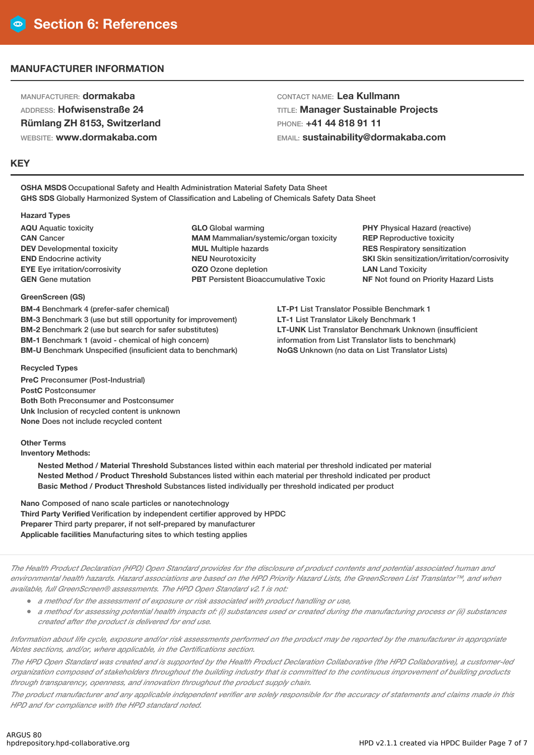# Section 6: References

## MANUFACTURER INFORMATION

MANUFACTURER: **dormakaba**
ADDRESS: **Hofwisenstraße 24**
**Rümlang ZH 8153, Switzerland**
WEBSITE: **www.dormakaba.com**

CONTACT NAME: **Lea Kullmann**
TITLE: **Manager Sustainable Projects**
PHONE: **+41 44 818 91 11**
EMAIL: **sustainability@dormakaba.com**

## KEY

**OSHA MSDS** Occupational Safety and Health Administration Material Safety Data Sheet
**GHS SDS** Globally Harmonized System of Classification and Labeling of Chemicals Safety Data Sheet

**Hazard Types**

**AQU** Aquatic toxicity
**CAN** Cancer
**DEV** Developmental toxicity
**END** Endocrine activity
**EYE** Eye irritation/corrosivity
**GEN** Gene mutation
**GLO** Global warming
**MAM** Mammalian/systemic/organ toxicity
**MUL** Multiple hazards
**NEU** Neurotoxicity
**OZO** Ozone depletion
**PBT** Persistent Bioaccumulative Toxic
**PHY** Physical Hazard (reactive)
**REP** Reproductive toxicity
**RES** Respiratory sensitization
**SKI** Skin sensitization/irritation/corrosivity
**LAN** Land Toxicity
**NF** Not found on Priority Hazard Lists

**GreenScreen (GS)**

**BM-4** Benchmark 4 (prefer-safer chemical)
**BM-3** Benchmark 3 (use but still opportunity for improvement)
**BM-2** Benchmark 2 (use but search for safer substitutes)
**BM-1** Benchmark 1 (avoid - chemical of high concern)
**BM-U** Benchmark Unspecified (insuficient data to benchmark)
**LT-P1** List Translator Possible Benchmark 1
**LT-1** List Translator Likely Benchmark 1
**LT-UNK** List Translator Benchmark Unknown (insufficient information from List Translator lists to benchmark)
**NoGS** Unknown (no data on List Translator Lists)

**Recycled Types**

**PreC** Preconsumer (Post-Industrial)
**PostC** Postconsumer
**Both** Both Preconsumer and Postconsumer
**Unk** Inclusion of recycled content is unknown
**None** Does not include recycled content

**Other Terms**
**Inventory Methods:**

- **Nested Method / Material Threshold** Substances listed within each material per threshold indicated per material
- **Nested Method / Product Threshold** Substances listed within each material per threshold indicated per product
- **Basic Method / Product Threshold** Substances listed individually per threshold indicated per product

**Nano** Composed of nano scale particles or nanotechnology
**Third Party Verified** Verification by independent certifier approved by HPDC
**Preparer** Third party preparer, if not self-prepared by manufacturer
**Applicable facilities** Manufacturing sites to which testing applies

*The Health Product Declaration (HPD) Open Standard provides for the disclosure of product contents and potential associated human and environmental health hazards. Hazard associations are based on the HPD Priority Hazard Lists, the GreenScreen List Translator™, and when available, full GreenScreen® assessments. The HPD Open Standard v2.1 is not:*

- *a method for the assessment of exposure or risk associated with product handling or use,*
- *a method for assessing potential health impacts of: (i) substances used or created during the manufacturing process or (ii) substances created after the product is delivered for end use.*

*Information about life cycle, exposure and/or risk assessments performed on the product may be reported by the manufacturer in appropriate Notes sections, and/or, where applicable, in the Certifications section.*

*The HPD Open Standard was created and is supported by the Health Product Declaration Collaborative (the HPD Collaborative), a customer-led organization composed of stakeholders throughout the building industry that is committed to the continuous improvement of building products through transparency, openness, and innovation throughout the product supply chain.*

*The product manufacturer and any applicable independent verifier are solely responsible for the accuracy of statements and claims made in this HPD and for compliance with the HPD standard noted.*